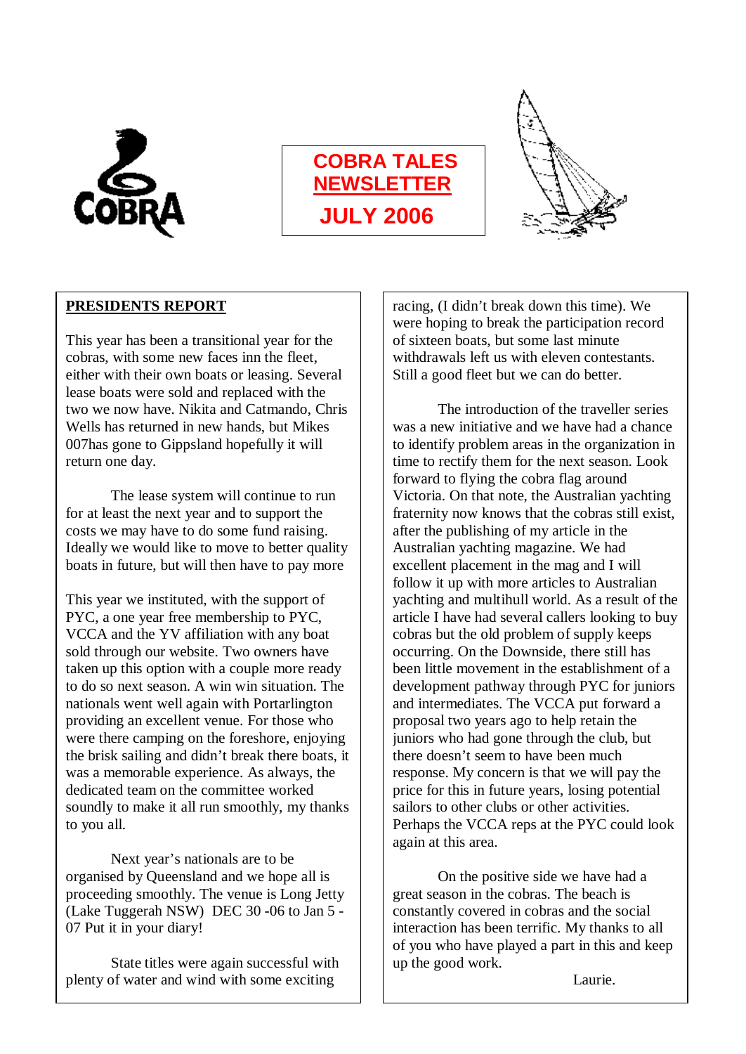COBRA

# COBRA TALES NEWSLETTER

## JULY 2006

## PRESIDENTS REPORT

This year has been a transitional year for the cobras, with some new faces inn the fleet, either with their own boats or leasing. Several lease boats were sold and replaced with the two we now have. Nikita and Catmando, Chris Wells has returned in new hands, but Mikes 007has gone to Gippsland hopefully it will return one day.

The lease system will continue to run for at least the next year and to support the costs we may have to do some fund raising. Ideally we would like to move to better quality boats in future, but will then have to pay more

This year we instituted, with the support of PYC, a one year free membership to PYC, VCCA and the YV affiliation with any boat sold through our website. Two owners have taken up this option with a couple more ready to do so next season. A win win situation. The nationals went well again with Portarlington providing an excellent venue. For those who were there camping on the foreshore, enjoying the brisk sailing and didn't break there boats, it was a memorable experience. As always, the dedicated team on the committee worked soundly to make it all run smoothly, my thanks to you all.

Next year's nationals are to be organised by Queensland and we hope all is proceeding smoothly. The venue is Long Jetty (Lake Tuggerah NSW) DEC 30 -06 to Jan 5 - 07 Put it in your diary!

State titles were again successful with plenty of water and wind with some exciting racing, (I didn't break down this time). We were hoping to break the participation record of sixteen boats, but some last minute withdrawals left us with eleven contestants. Still a good fleet but we can do better.

The introduction of the traveller series was a new initiative and we have had a chance to identify problem areas in the organization in time to rectify them for the next season. Look forward to flying the cobra flag around Victoria. On that note, the Australian yachting fraternity now knows that the cobras still exist, after the publishing of my article in the Australian yachting magazine. We had excellent placement in the mag and I will follow it up with more articles to Australian yachting and multihull world. As a result of the article I have had several callers looking to buy cobras but the old problem of supply keeps occurring. On the Downside, there still has been little movement in the establishment of a development pathway through PYC for juniors and intermediates. The VCCA put forward a proposal two years ago to help retain the juniors who had gone through the club, but there doesn't seem to have been much response. My concern is that we will pay the price for this in future years, losing potential sailors to other clubs or other activities. Perhaps the VCCA reps at the PYC could look again at this area.

On the positive side we have had a great season in the cobras. The beach is constantly covered in cobras and the social interaction has been terrific. My thanks to all of you who have played a part in this and keep up the good work.

Laurie.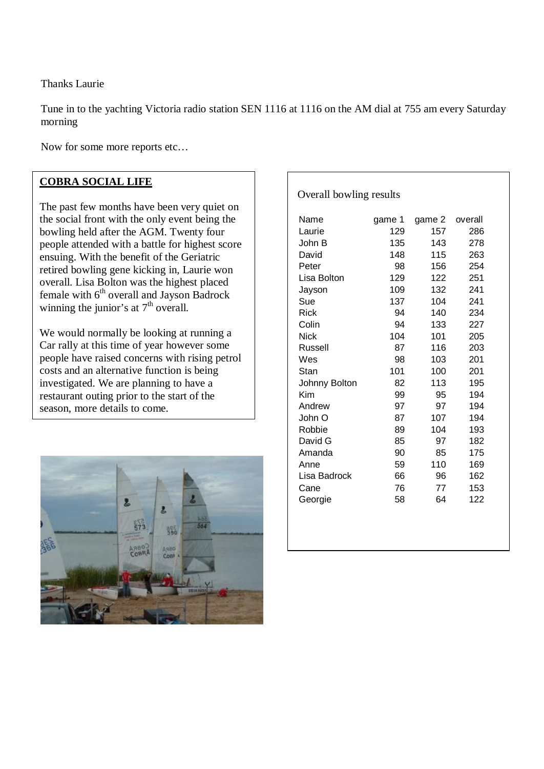Thanks Laurie

Tune in to the yachting Victoria radio station SEN 1116 at 1116 on the AM dial at 755 am every Saturday morning

Now for some more reports etc…

## COBRA SOCIAL LIFE

The past few months have been very quiet on the social front with the only event being the bowling held after the AGM. Twenty four people attended with a battle for highest score ensuing. With the benefit of the Geriatric retired bowling gene kicking in, Laurie won overall. Lisa Bolton was the highest placed female with 6th overall and Jayson Badrock winning the junior's at 7th overall.

We would normally be looking at running a Car rally at this time of year however some people have raised concerns with rising petrol costs and an alternative function is being investigated. We are planning to have a restaurant outing prior to the start of the season, more details to come.

Overall bowling results

| Name | game 1 | game 2 | overall |
|---|---|---|---|
| Laurie | 129 | 157 | 286 |
| John B | 135 | 143 | 278 |
| David | 148 | 115 | 263 |
| Peter | 98 | 156 | 254 |
| Lisa Bolton | 129 | 122 | 251 |
| Jayson | 109 | 132 | 241 |
| Sue | 137 | 104 | 241 |
| Rick | 94 | 140 | 234 |
| Colin | 94 | 133 | 227 |
| Nick | 104 | 101 | 205 |
| Russell | 87 | 116 | 203 |
| Wes | 98 | 103 | 201 |
| Stan | 101 | 100 | 201 |
| Johnny Bolton | 82 | 113 | 195 |
| Kim | 99 | 95 | 194 |
| Andrew | 97 | 97 | 194 |
| John O | 87 | 107 | 194 |
| Robbie | 89 | 104 | 193 |
| David G | 85 | 97 | 182 |
| Amanda | 90 | 85 | 175 |
| Anne | 59 | 110 | 169 |
| Lisa Badrock | 66 | 96 | 162 |
| Cane | 76 | 77 | 153 |
| Georgie | 58 | 64 | 122 |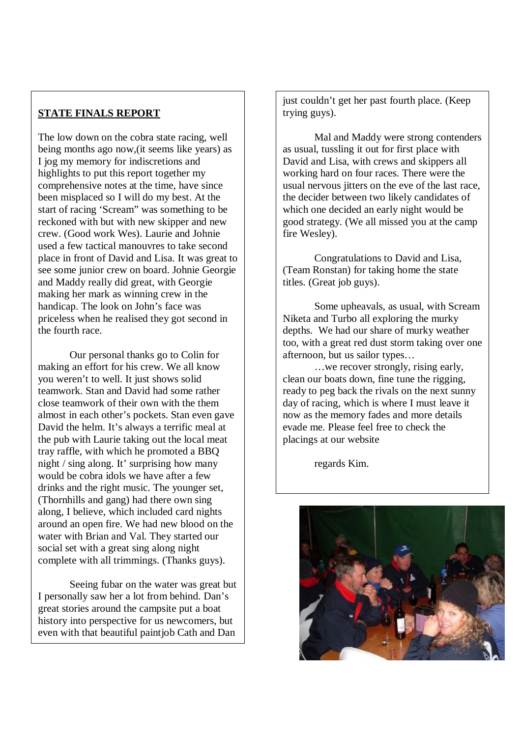**STATE FINALS REPORT**

The low down on the cobra state racing, well being months ago now,(it seems like years) as I jog my memory for indiscretions and highlights to put this report together my comprehensive notes at the time, have since been misplaced so I will do my best. At the start of racing 'Scream" was something to be reckoned with but with new skipper and new crew. (Good work Wes). Laurie and Johnie used a few tactical manouvres to take second place in front of David and Lisa. It was great to see some junior crew on board. Johnie Georgie and Maddy really did great, with Georgie making her mark as winning crew in the handicap. The look on John's face was priceless when he realised they got second in the fourth race.

Our personal thanks go to Colin for making an effort for his crew. We all know you weren't to well. It just shows solid teamwork. Stan and David had some rather close teamwork of their own with the them almost in each other's pockets. Stan even gave David the helm. It's always a terrific meal at the pub with Laurie taking out the local meat tray raffle, with which he promoted a BBQ night / sing along. It' surprising how many would be cobra idols we have after a few drinks and the right music. The younger set, (Thornhills and gang) had there own sing along, I believe, which included card nights around an open fire. We had new blood on the water with Brian and Val. They started our social set with a great sing along night complete with all trimmings. (Thanks guys).

Seeing fubar on the water was great but I personally saw her a lot from behind. Dan's great stories around the campsite put a boat history into perspective for us newcomers, but even with that beautiful paintjob Cath and Dan just couldn't get her past fourth place. (Keep trying guys).

Mal and Maddy were strong contenders as usual, tussling it out for first place with David and Lisa, with crews and skippers all working hard on four races. There were the usual nervous jitters on the eve of the last race, the decider between two likely candidates of which one decided an early night would be good strategy. (We all missed you at the camp fire Wesley).

Congratulations to David and Lisa, (Team Ronstan) for taking home the state titles. (Great job guys).

Some upheavals, as usual, with Scream Niketa and Turbo all exploring the murky depths. We had our share of murky weather too, with a great red dust storm taking over one afternoon, but us sailor types…

…we recover strongly, rising early, clean our boats down, fine tune the rigging, ready to peg back the rivals on the next sunny day of racing, which is where I must leave it now as the memory fades and more details evade me. Please feel free to check the placings at our website

regards Kim.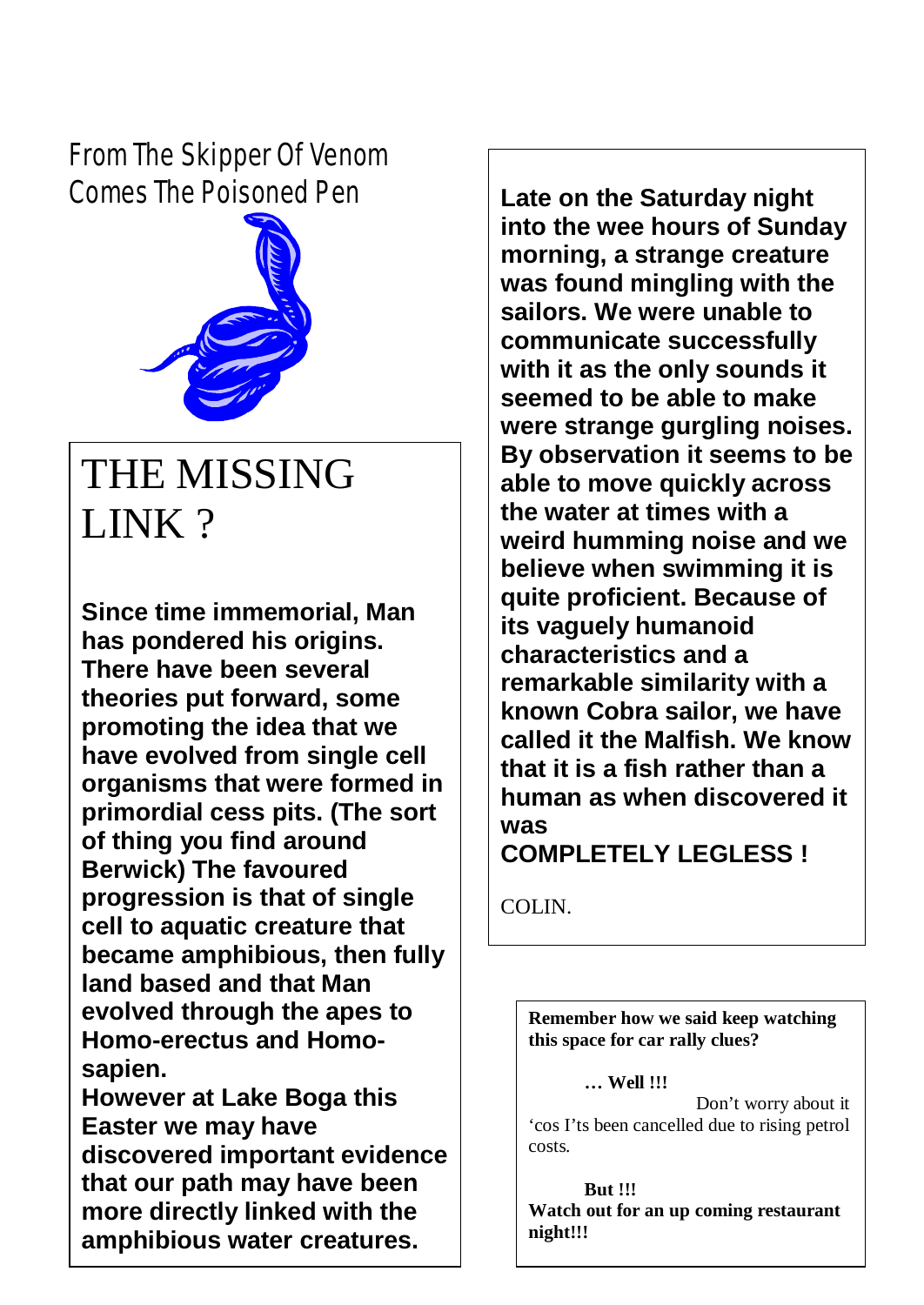# From The Skipper Of Venom Comes The Poisoned Pen

## THE MISSING LINK ?

**Since time immemorial, Man has pondered his origins. There have been several theories put forward, some promoting the idea that we have evolved from single cell organisms that were formed in primordial cess pits. (The sort of thing you find around Berwick) The favoured progression is that of single cell to aquatic creature that became amphibious, then fully land based and that Man evolved through the apes to Homo-erectus and Homo-sapien.**

**However at Lake Boga this Easter we may have discovered important evidence that our path may have been more directly linked with the amphibious water creatures.**

**Late on the Saturday night into the wee hours of Sunday morning, a strange creature was found mingling with the sailors. We were unable to communicate successfully with it as the only sounds it seemed to be able to make were strange gurgling noises. By observation it seems to be able to move quickly across the water at times with a weird humming noise and we believe when swimming it is quite proficient. Because of its vaguely humanoid characteristics and a remarkable similarity with a known Cobra sailor, we have called it the Malfish. We know that it is a fish rather than a human as when discovered it was**

**COMPLETELY LEGLESS !**

COLIN.

---

**Remember how we said keep watching this space for car rally clues?**

**… Well !!!**

Don't worry about it 'cos I'ts been cancelled due to rising petrol costs.

**But !!!**

**Watch out for an up coming restaurant night!!!**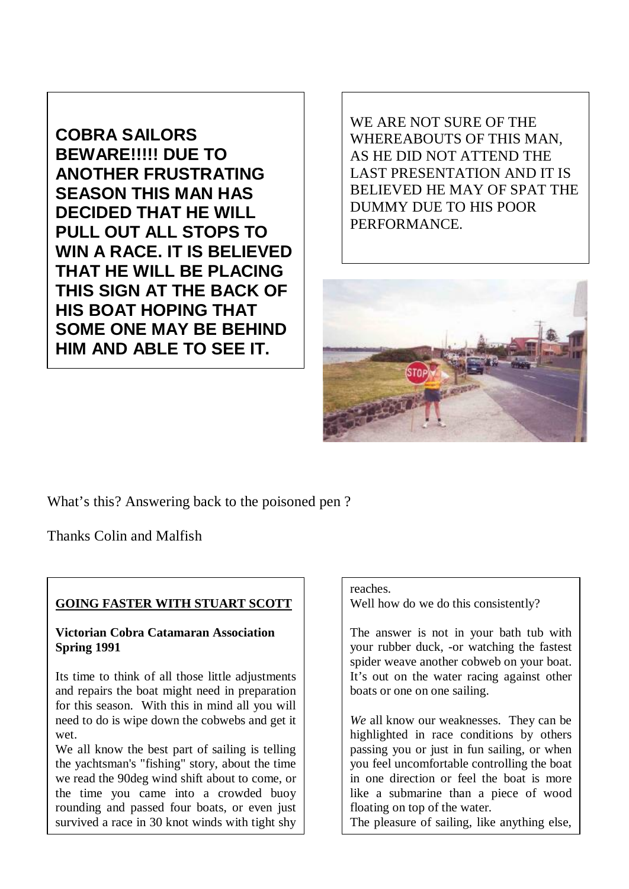**COBRA SAILORS BEWARE!!!!! DUE TO ANOTHER FRUSTRATING SEASON THIS MAN HAS DECIDED THAT HE WILL PULL OUT ALL STOPS TO WIN A RACE. IT IS BELIEVED THAT HE WILL BE PLACING THIS SIGN AT THE BACK OF HIS BOAT HOPING THAT SOME ONE MAY BE BEHIND HIM AND ABLE TO SEE IT.**

WE ARE NOT SURE OF THE WHEREABOUTS OF THIS MAN, AS HE DID NOT ATTEND THE LAST PRESENTATION AND IT IS BELIEVED HE MAY OF SPAT THE DUMMY DUE TO HIS POOR PERFORMANCE.

What's this? Answering back to the poisoned pen ?

Thanks Colin and Malfish

## GOING FASTER WITH STUART SCOTT

**Victorian Cobra Catamaran Association Spring 1991**

Its time to think of all those little adjustments and repairs the boat might need in preparation for this season. With this in mind all you will need to do is wipe down the cobwebs and get it wet.

We all know the best part of sailing is telling the yachtsman's "fishing" story, about the time we read the 90deg wind shift about to come, or the time you came into a crowded buoy rounding and passed four boats, or even just survived a race in 30 knot winds with tight shy reaches.

Well how do we do this consistently?

The answer is not in your bath tub with your rubber duck, -or watching the fastest spider weave another cobweb on your boat. It's out on the water racing against other boats or one on one sailing.

*We* all know our weaknesses. They can be highlighted in race conditions by others passing you or just in fun sailing, or when you feel uncomfortable controlling the boat in one direction or feel the boat is more like a submarine than a piece of wood floating on top of the water.

The pleasure of sailing, like anything else,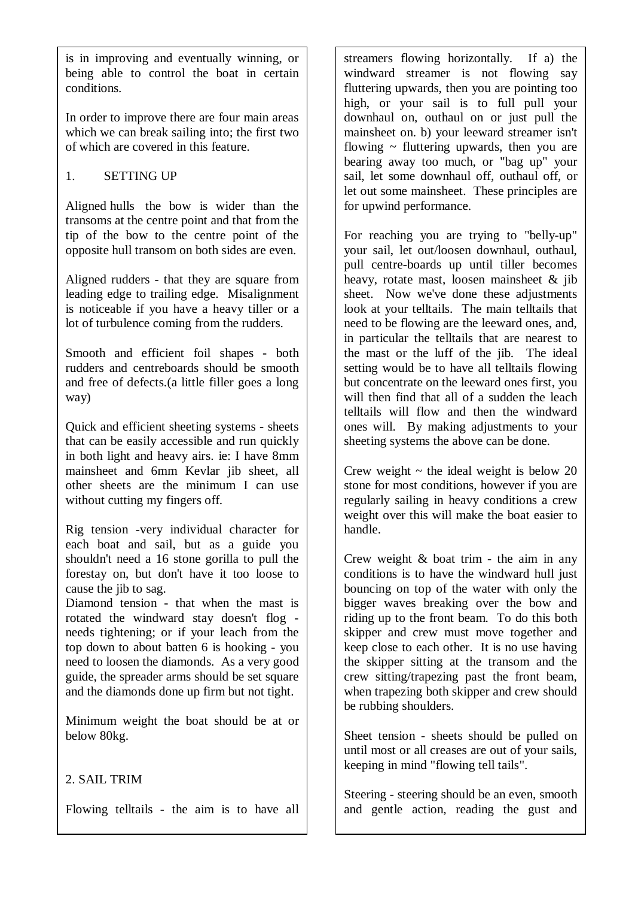is in improving and eventually winning, or being able to control the boat in certain conditions.

In order to improve there are four main areas which we can break sailing into; the first two of which are covered in this feature.

## 1. SETTING UP

Aligned hulls the bow is wider than the transoms at the centre point and that from the tip of the bow to the centre point of the opposite hull transom on both sides are even.

Aligned rudders - that they are square from leading edge to trailing edge. Misalignment is noticeable if you have a heavy tiller or a lot of turbulence coming from the rudders.

Smooth and efficient foil shapes - both rudders and centreboards should be smooth and free of defects.(a little filler goes a long way)

Quick and efficient sheeting systems - sheets that can be easily accessible and run quickly in both light and heavy airs. ie: I have 8mm mainsheet and 6mm Kevlar jib sheet, all other sheets are the minimum I can use without cutting my fingers off.

Rig tension -very individual character for each boat and sail, but as a guide you shouldn't need a 16 stone gorilla to pull the forestay on, but don't have it too loose to cause the jib to sag.
Diamond tension - that when the mast is rotated the windward stay doesn't flog - needs tightening; or if your leach from the top down to about batten 6 is hooking - you need to loosen the diamonds. As a very good guide, the spreader arms should be set square and the diamonds done up firm but not tight.

Minimum weight the boat should be at or below 80kg.

## 2. SAIL TRIM

Flowing telltails - the aim is to have all streamers flowing horizontally. If a) the windward streamer is not flowing say fluttering upwards, then you are pointing too high, or your sail is to full pull your downhaul on, outhaul on or just pull the mainsheet on. b) your leeward streamer isn't flowing ~ fluttering upwards, then you are bearing away too much, or "bag up" your sail, let some downhaul off, outhaul off, or let out some mainsheet. These principles are for upwind performance.

For reaching you are trying to "belly-up" your sail, let out/loosen downhaul, outhaul, pull centre-boards up until tiller becomes heavy, rotate mast, loosen mainsheet & jib sheet. Now we've done these adjustments look at your telltails. The main telltails that need to be flowing are the leeward ones, and, in particular the telltails that are nearest to the mast or the luff of the jib. The ideal setting would be to have all telltails flowing but concentrate on the leeward ones first, you will then find that all of a sudden the leach telltails will flow and then the windward ones will. By making adjustments to your sheeting systems the above can be done.

Crew weight ~ the ideal weight is below 20 stone for most conditions, however if you are regularly sailing in heavy conditions a crew weight over this will make the boat easier to handle.

Crew weight & boat trim - the aim in any conditions is to have the windward hull just bouncing on top of the water with only the bigger waves breaking over the bow and riding up to the front beam. To do this both skipper and crew must move together and keep close to each other. It is no use having the skipper sitting at the transom and the crew sitting/trapezing past the front beam, when trapezing both skipper and crew should be rubbing shoulders.

Sheet tension - sheets should be pulled on until most or all creases are out of your sails, keeping in mind "flowing tell tails".

Steering - steering should be an even, smooth and gentle action, reading the gust and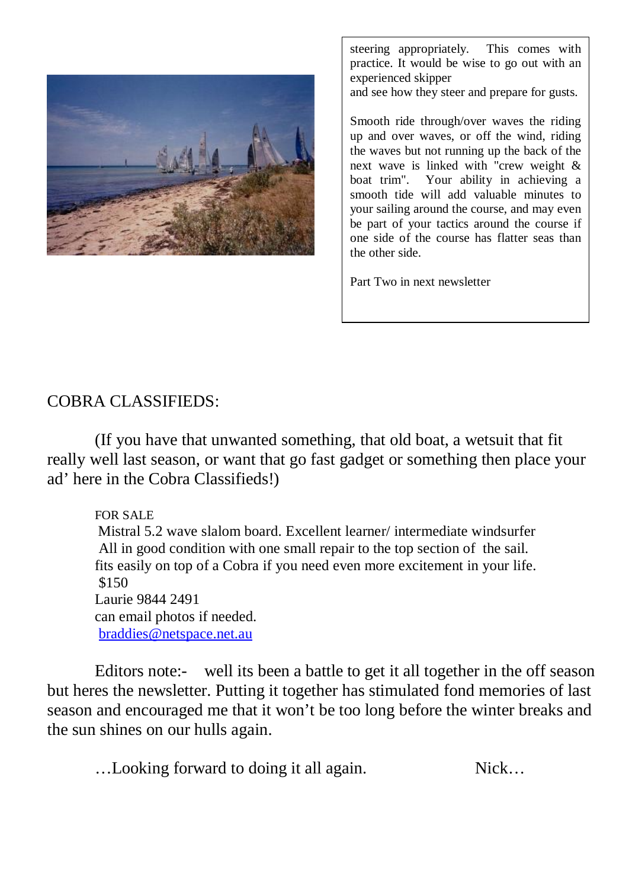steering appropriately. This comes with practice. It would be wise to go out with an experienced skipper
and see how they steer and prepare for gusts.

Smooth ride through/over waves the riding up and over waves, or off the wind, riding the waves but not running up the back of the next wave is linked with "crew weight & boat trim". Your ability in achieving a smooth tide will add valuable minutes to your sailing around the course, and may even be part of your tactics around the course if one side of the course has flatter seas than the other side.

Part Two in next newsletter

COBRA CLASSIFIEDS:

(If you have that unwanted something, that old boat, a wetsuit that fit really well last season, or want that go fast gadget or something then place your ad' here in the Cobra Classifieds!)

FOR SALE
Mistral 5.2 wave slalom board. Excellent learner/ intermediate windsurfer
All in good condition with one small repair to the top section of the sail.
fits easily on top of a Cobra if you need even more excitement in your life.
$150
Laurie 9844 2491
can email photos if needed.
braddies@netspace.net.au

Editors note:- well its been a battle to get it all together in the off season but heres the newsletter. Putting it together has stimulated fond memories of last season and encouraged me that it won't be too long before the winter breaks and the sun shines on our hulls again.

…Looking forward to doing it all again. Nick…